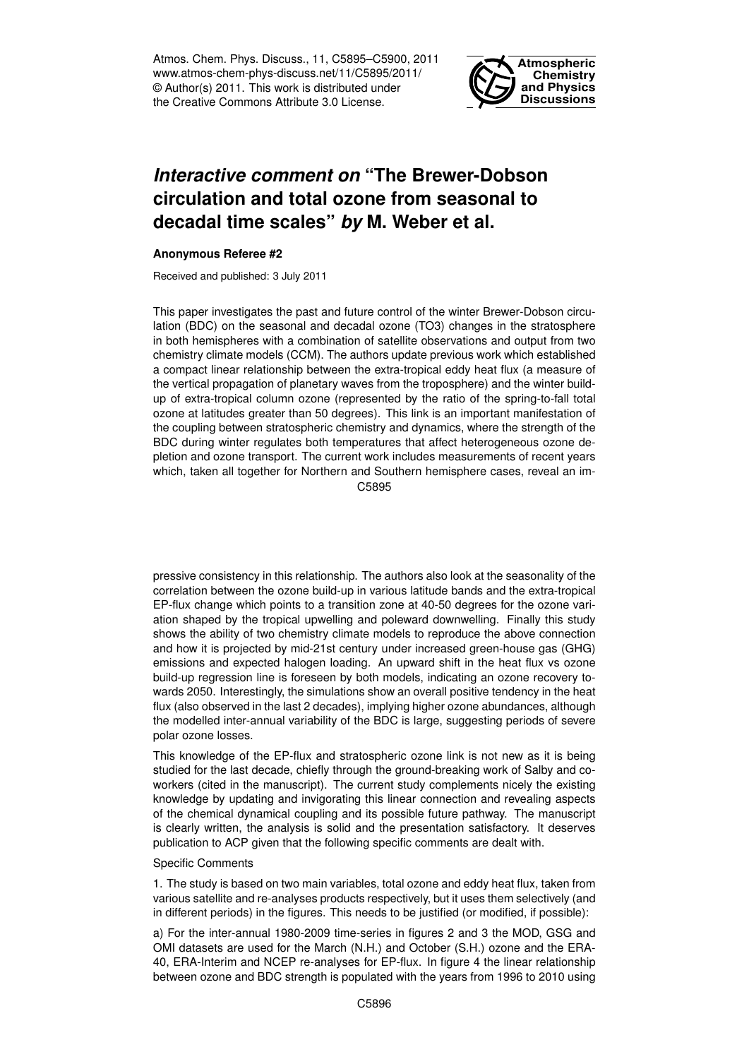# *Interactive comment on* "The Brewer-Dobson circulation and total ozone from seasonal to decadal time scales" *by* M. Weber et al.

**Anonymous Referee #2**

Received and published: 3 July 2011

This paper investigates the past and future control of the winter Brewer-Dobson circulation (BDC) on the seasonal and decadal ozone (TO3) changes in the stratosphere in both hemispheres with a combination of satellite observations and output from two chemistry climate models (CCM). The authors update previous work which established a compact linear relationship between the extra-tropical eddy heat flux (a measure of the vertical propagation of planetary waves from the troposphere) and the winter build-up of extra-tropical column ozone (represented by the ratio of the spring-to-fall total ozone at latitudes greater than 50 degrees). This link is an important manifestation of the coupling between stratospheric chemistry and dynamics, where the strength of the BDC during winter regulates both temperatures that affect heterogeneous ozone depletion and ozone transport. The current work includes measurements of recent years which, taken all together for Northern and Southern hemisphere cases, reveal an impressive consistency in this relationship. The authors also look at the seasonality of the correlation between the ozone build-up in various latitude bands and the extra-tropical EP-flux change which points to a transition zone at 40-50 degrees for the ozone variation shaped by the tropical upwelling and poleward downwelling. Finally this study shows the ability of two chemistry climate models to reproduce the above connection and how it is projected by mid-21st century under increased green-house gas (GHG) emissions and expected halogen loading. An upward shift in the heat flux vs ozone build-up regression line is foreseen by both models, indicating an ozone recovery towards 2050. Interestingly, the simulations show an overall positive tendency in the heat flux (also observed in the last 2 decades), implying higher ozone abundances, although the modelled inter-annual variability of the BDC is large, suggesting periods of severe polar ozone losses.

This knowledge of the EP-flux and stratospheric ozone link is not new as it is being studied for the last decade, chiefly through the ground-breaking work of Salby and coworkers (cited in the manuscript). The current study complements nicely the existing knowledge by updating and invigorating this linear connection and revealing aspects of the chemical dynamical coupling and its possible future pathway. The manuscript is clearly written, the analysis is solid and the presentation satisfactory. It deserves publication to ACP given that the following specific comments are dealt with.

Specific Comments

1. The study is based on two main variables, total ozone and eddy heat flux, taken from various satellite and re-analyses products respectively, but it uses them selectively (and in different periods) in the figures. This needs to be justified (or modified, if possible):

a) For the inter-annual 1980-2009 time-series in figures 2 and 3 the MOD, GSG and OMI datasets are used for the March (N.H.) and October (S.H.) ozone and the ERA-40, ERA-Interim and NCEP re-analyses for EP-flux. In figure 4 the linear relationship between ozone and BDC strength is populated with the years from 1996 to 2010 using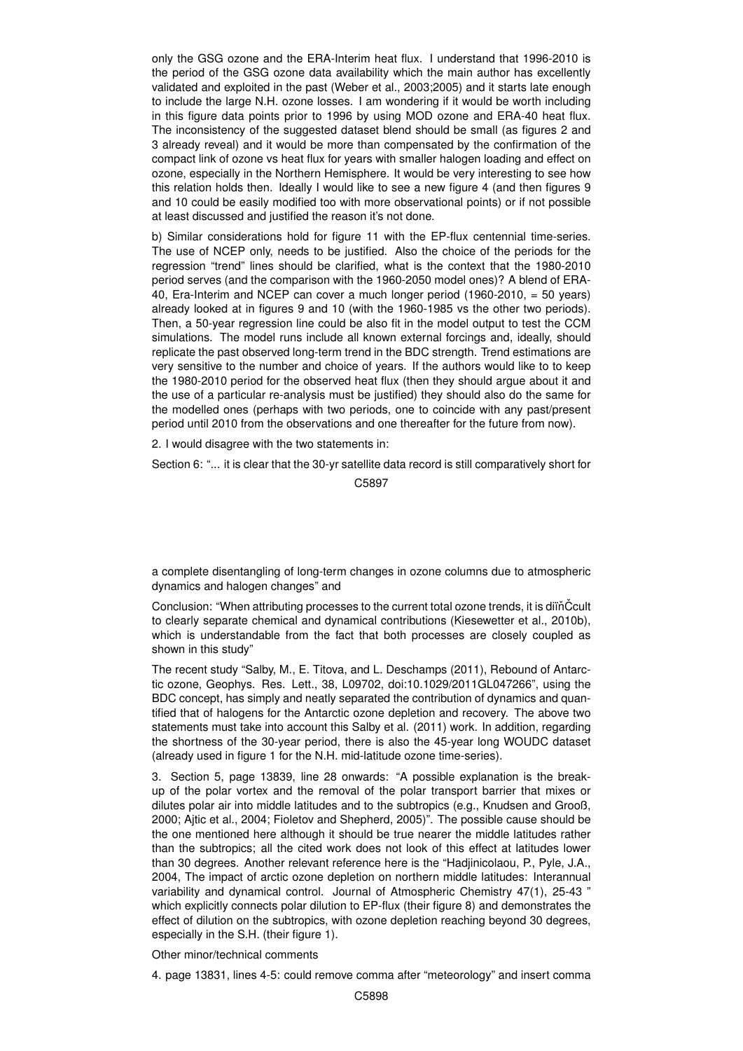only the GSG ozone and the ERA-Interim heat flux. I understand that 1996-2010 is the period of the GSG ozone data availability which the main author has excellently validated and exploited in the past (Weber et al., 2003;2005) and it starts late enough to include the large N.H. ozone losses. I am wondering if it would be worth including in this figure data points prior to 1996 by using MOD ozone and ERA-40 heat flux. The inconsistency of the suggested dataset blend should be small (as figures 2 and 3 already reveal) and it would be more than compensated by the confirmation of the compact link of ozone vs heat flux for years with smaller halogen loading and effect on ozone, especially in the Northern Hemisphere. It would be very interesting to see how this relation holds then. Ideally I would like to see a new figure 4 (and then figures 9 and 10 could be easily modified too with more observational points) or if not possible at least discussed and justified the reason it's not done.

b) Similar considerations hold for figure 11 with the EP-flux centennial time-series. The use of NCEP only, needs to be justified. Also the choice of the periods for the regression "trend" lines should be clarified, what is the context that the 1980-2010 period serves (and the comparison with the 1960-2050 model ones)? A blend of ERA-40, Era-Interim and NCEP can cover a much longer period (1960-2010, = 50 years) already looked at in figures 9 and 10 (with the 1960-1985 vs the other two periods). Then, a 50-year regression line could be also fit in the model output to test the CCM simulations. The model runs include all known external forcings and, ideally, should replicate the past observed long-term trend in the BDC strength. Trend estimations are very sensitive to the number and choice of years. If the authors would like to to keep the 1980-2010 period for the observed heat flux (then they should argue about it and the use of a particular re-analysis must be justified) they should also do the same for the modelled ones (perhaps with two periods, one to coincide with any past/present period until 2010 from the observations and one thereafter for the future from now).

2. I would disagree with the two statements in:

Section 6: "... it is clear that the 30-yr satellite data record is still comparatively short for a complete disentangling of long-term changes in ozone columns due to atmospheric dynamics and halogen changes" and

Conclusion: "When attributing processes to the current total ozone trends, it is diïňČcult to clearly separate chemical and dynamical contributions (Kiesewetter et al., 2010b), which is understandable from the fact that both processes are closely coupled as shown in this study"

The recent study "Salby, M., E. Titova, and L. Deschamps (2011), Rebound of Antarctic ozone, Geophys. Res. Lett., 38, L09702, doi:10.1029/2011GL047266", using the BDC concept, has simply and neatly separated the contribution of dynamics and quantified that of halogens for the Antarctic ozone depletion and recovery. The above two statements must take into account this Salby et al. (2011) work. In addition, regarding the shortness of the 30-year period, there is also the 45-year long WOUDC dataset (already used in figure 1 for the N.H. mid-latitude ozone time-series).

3. Section 5, page 13839, line 28 onwards: "A possible explanation is the break-up of the polar vortex and the removal of the polar transport barrier that mixes or dilutes polar air into middle latitudes and to the subtropics (e.g., Knudsen and Grooß, 2000; Ajtic et al., 2004; Fioletov and Shepherd, 2005)". The possible cause should be the one mentioned here although it should be true nearer the middle latitudes rather than the subtropics; all the cited work does not look of this effect at latitudes lower than 30 degrees. Another relevant reference here is the "Hadjinicolaou, P., Pyle, J.A., 2004, The impact of arctic ozone depletion on northern middle latitudes: Interannual variability and dynamical control. Journal of Atmospheric Chemistry 47(1), 25-43 " which explicitly connects polar dilution to EP-flux (their figure 8) and demonstrates the effect of dilution on the subtropics, with ozone depletion reaching beyond 30 degrees, especially in the S.H. (their figure 1).

Other minor/technical comments

4. page 13831, lines 4-5: could remove comma after "meteorology" and insert comma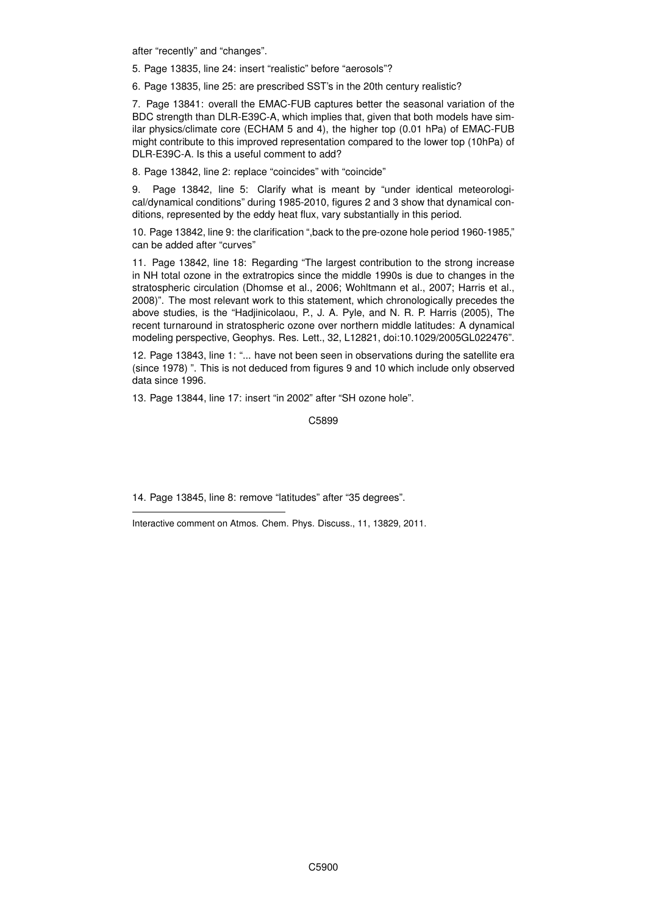after “recently” and “changes”.

5. Page 13835, line 24: insert “realistic” before “aerosols”?

6. Page 13835, line 25: are prescribed SST’s in the 20th century realistic?

7. Page 13841: overall the EMAC-FUB captures better the seasonal variation of the BDC strength than DLR-E39C-A, which implies that, given that both models have similar physics/climate core (ECHAM 5 and 4), the higher top (0.01 hPa) of EMAC-FUB might contribute to this improved representation compared to the lower top (10hPa) of DLR-E39C-A. Is this a useful comment to add?

8. Page 13842, line 2: replace “coincides” with “coincide”

9. Page 13842, line 5: Clarify what is meant by “under identical meteorological/dynamical conditions” during 1985-2010, figures 2 and 3 show that dynamical conditions, represented by the eddy heat flux, vary substantially in this period.

10. Page 13842, line 9: the clarification “,back to the pre-ozone hole period 1960-1985,” can be added after “curves”

11. Page 13842, line 18: Regarding “The largest contribution to the strong increase in NH total ozone in the extratropics since the middle 1990s is due to changes in the stratospheric circulation (Dhomse et al., 2006; Wohltmann et al., 2007; Harris et al., 2008)”. The most relevant work to this statement, which chronologically precedes the above studies, is the “Hadjinicolaou, P., J. A. Pyle, and N. R. P. Harris (2005), The recent turnaround in stratospheric ozone over northern middle latitudes: A dynamical modeling perspective, Geophys. Res. Lett., 32, L12821, doi:10.1029/2005GL022476”.

12. Page 13843, line 1: “... have not been seen in observations during the satellite era (since 1978) ”. This is not deduced from figures 9 and 10 which include only observed data since 1996.

13. Page 13844, line 17: insert “in 2002” after “SH ozone hole”.

14. Page 13845, line 8: remove “latitudes” after “35 degrees”.

---

Interactive comment on Atmos. Chem. Phys. Discuss., 11, 13829, 2011.